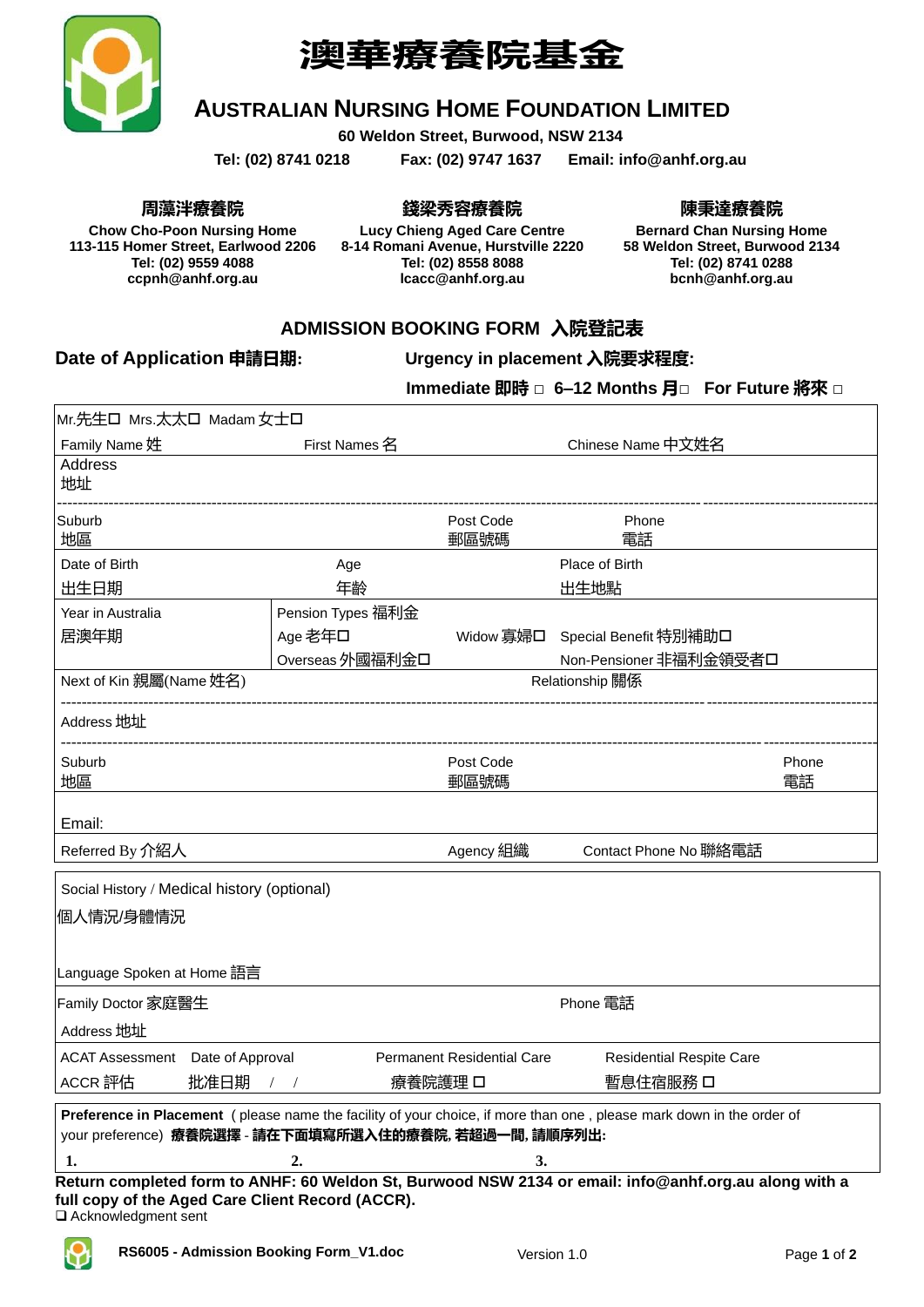# 澳華療養院基金

## AUSTRALIAN NURSING HOME FOUNDATION LIMITED

**60 Weldon Street, Burwood, NSW 2134**

**Tel: (02) 8741 0218 Fax: (02) 9747 1637 Email: info@anhf.org.au**

| 周藻泮療養院 | 錢梁秀容療養院 | 陳秉達療養院 |
|---|---|---|
| **Chow Cho-Poon Nursing Home** | **Lucy Chieng Aged Care Centre** | **Bernard Chan Nursing Home** |
| **113-115 Homer Street, Earlwood 2206** | **8-14 Romani Avenue, Hurstville 2220** | **58 Weldon Street, Burwood 2134** |
| **Tel: (02) 9559 4088** | **Tel: (02) 8558 8088** | **Tel: (02) 8741 0288** |
| **ccpnh@anhf.org.au** | **lcacc@anhf.org.au** | **bcnh@anhf.org.au** |

## ADMISSION BOOKING FORM 入院登記表

**Date of Application 申請日期:**

**Urgency in placement 入院要求程度:**

**Immediate 即時 □ 6–12 Months 月□ For Future 將來 □**

Mr.先生☐ Mrs.太太☐ Madam 女士☐

| | | | |
|---|---|---|---|
| Family Name 姓 | First Names 名 | Chinese Name 中文姓名 | |
| Address 地址 | | | |
| Suburb 地區 | Post Code 郵區號碼 | Phone 電話 | |
| Date of Birth 出生日期 | Age 年齡 | Place of Birth 出生地點 | |
| Year in Australia 居澳年期 | Pension Types 福利金 Age 老年☐ Overseas 外國福利金☐ | Widow 寡婦☐ | Special Benefit 特別補助☐ Non-Pensioner 非福利金領受者☐ |
| Next of Kin 親屬(Name 姓名) | | Relationship 關係 | |
| Address 地址 | | | |
| Suburb 地區 | Post Code 郵區號碼 | | Phone 電話 |
| Email: | | | |
| Referred By 介紹人 | Agency 組織 | Contact Phone No 聯絡電話 | |

| | | | |
|---|---|---|---|
| Social History / Medical history (optional) 個人情況/身體情況 | | | |
| Language Spoken at Home 語言 | | | |
| Family Doctor 家庭醫生 | | Phone 電話 | |
| Address 地址 | | | |
| ACAT Assessment ACCR 評估 | Date of Approval 批准日期 / / | Permanent Residential Care 療養院護理 ☐ | Residential Respite Care 暫息住宿服務 ☐ |

**Preference in Placement** ( please name the facility of your choice, if more than one , please mark down in the order of your preference) **療養院選擇 - 請在下面填寫所選入住的療養院, 若超過一間, 請順序列出:**

**1.** **2.** **3.**

**Return completed form to ANHF: 60 Weldon St, Burwood NSW 2134 or email: info@anhf.org.au along with a full copy of the Aged Care Client Record (ACCR).**

❑ Acknowledgment sent

RS6005 - Admission Booking Form_V1.doc Version 1.0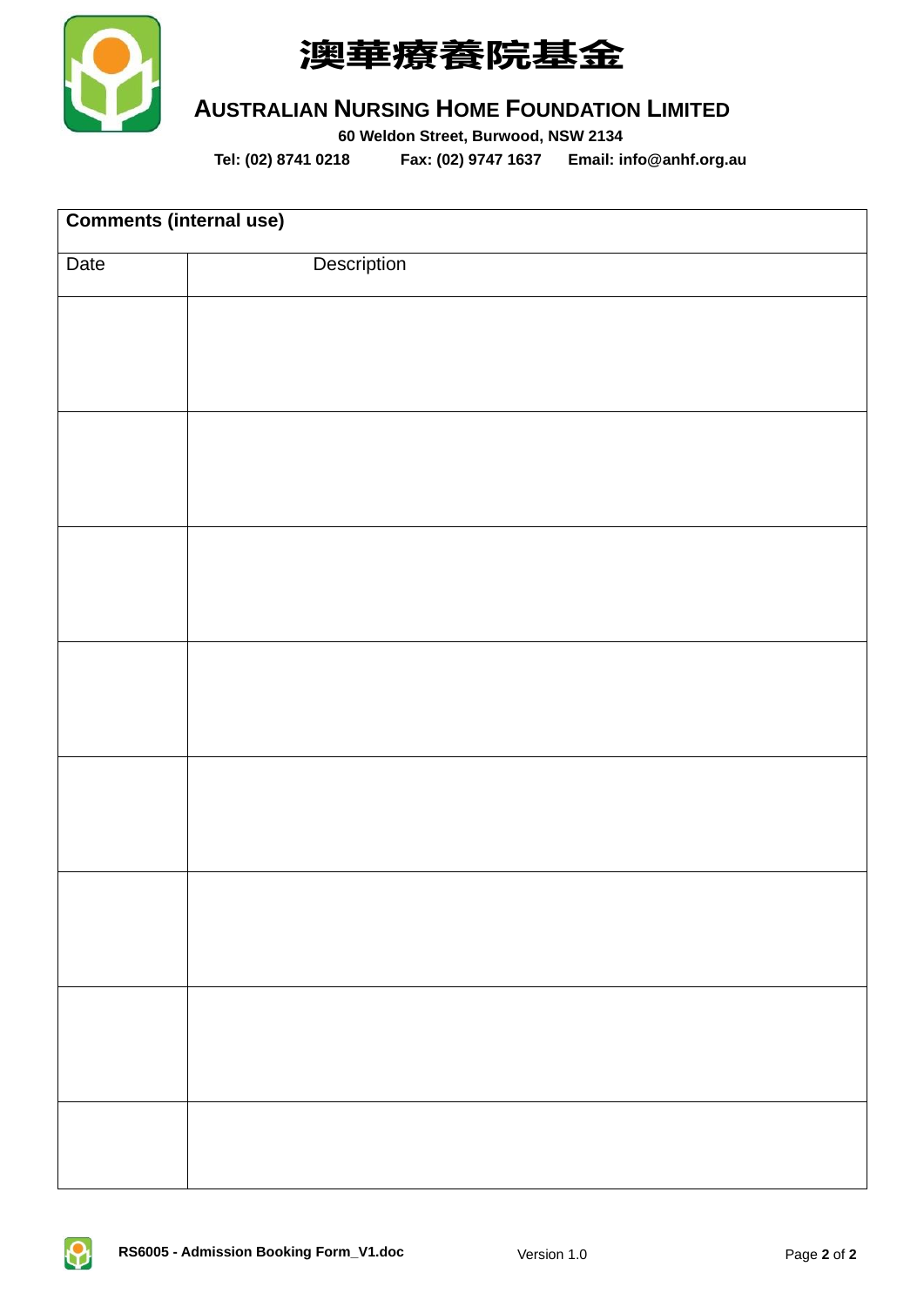# 澳華療養院基金

## AUSTRALIAN NURSING HOME FOUNDATION LIMITED

**60 Weldon Street, Burwood, NSW 2134**

**Tel: (02) 8741 0218 Fax: (02) 9747 1637 Email: info@anhf.org.au**

| **Comments (internal use)** | |
|---|---|
| Date | Description |
| | |
| | |
| | |
| | |
| | |
| | |
| | |
| | |